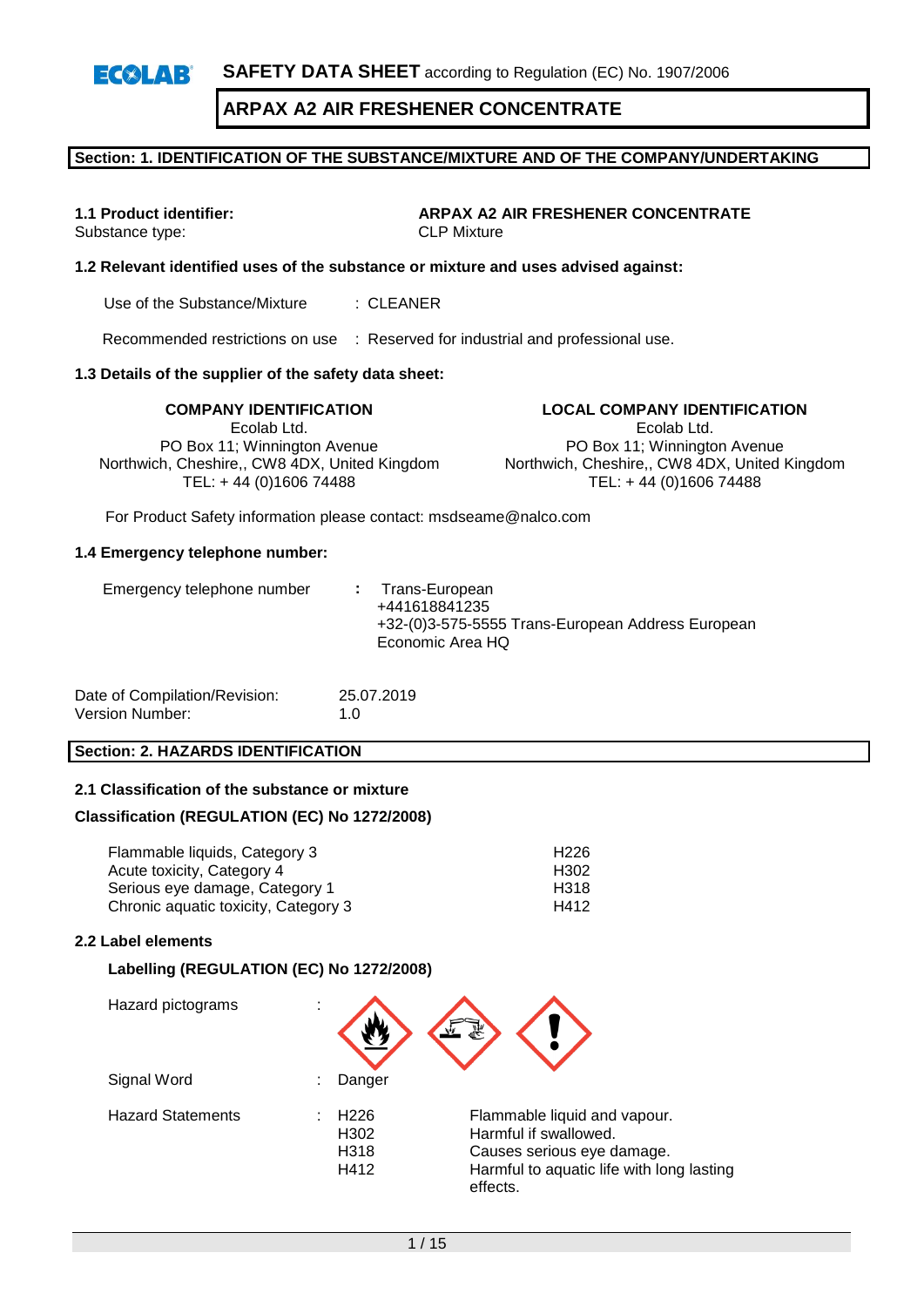SAFETY DATA SHEET according to Regulation (EC) No. 1907/2006

# ARPAX A2 AIR FRESHENER CONCENTRATE

## Section: 1. IDENTIFICATION OF THE SUBSTANCE/MIXTURE AND OF THE COMPANY/UNDERTAKING

**1.1 Product identifier:** **ARPAX A2 AIR FRESHENER CONCENTRATE**
Substance type: CLP Mixture

**1.2 Relevant identified uses of the substance or mixture and uses advised against:**

Use of the Substance/Mixture : CLEANER

Recommended restrictions on use : Reserved for industrial and professional use.

**1.3 Details of the supplier of the safety data sheet:**

**COMPANY IDENTIFICATION**
Ecolab Ltd.
PO Box 11; Winnington Avenue
Northwich, Cheshire,, CW8 4DX, United Kingdom
TEL: + 44 (0)1606 74488

**LOCAL COMPANY IDENTIFICATION**
Ecolab Ltd.
PO Box 11; Winnington Avenue
Northwich, Cheshire,, CW8 4DX, United Kingdom
TEL: + 44 (0)1606 74488

For Product Safety information please contact: msdseame@nalco.com

**1.4 Emergency telephone number:**

Emergency telephone number : Trans-European
+441618841235
+32-(0)3-575-5555 Trans-European Address European Economic Area HQ

Date of Compilation/Revision: 25.07.2019
Version Number: 1.0

## Section: 2. HAZARDS IDENTIFICATION

**2.1 Classification of the substance or mixture**

**Classification (REGULATION (EC) No 1272/2008)**

| | |
|---|---|
| Flammable liquids, Category 3 | H226 |
| Acute toxicity, Category 4 | H302 |
| Serious eye damage, Category 1 | H318 |
| Chronic aquatic toxicity, Category 3 | H412 |

**2.2 Label elements**

**Labelling (REGULATION (EC) No 1272/2008)**

Hazard pictograms :

Signal Word : Danger

Hazard Statements :

| | |
|---|---|
| H226 | Flammable liquid and vapour. |
| H302 | Harmful if swallowed. |
| H318 | Causes serious eye damage. |
| H412 | Harmful to aquatic life with long lasting effects. |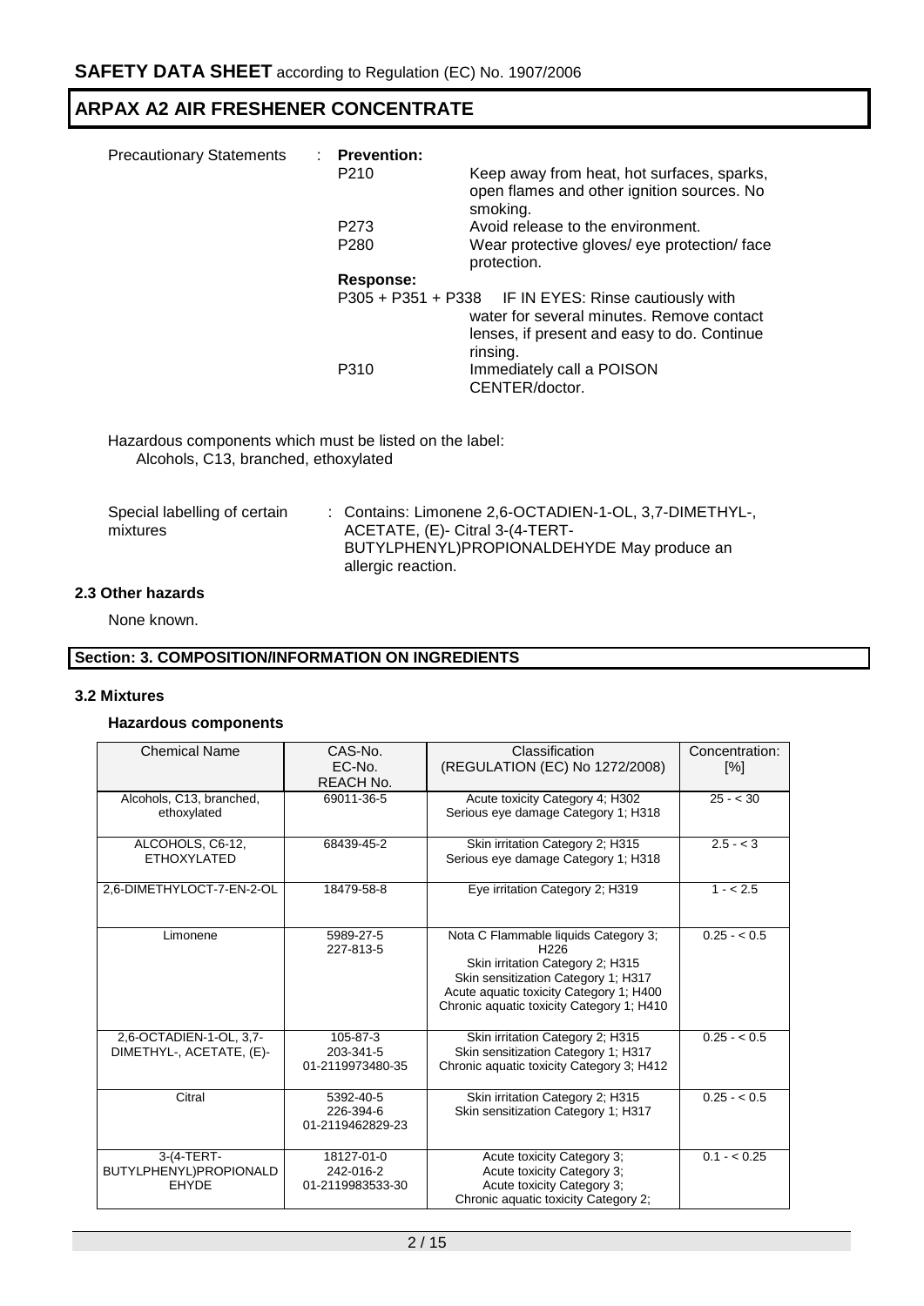Precautionary Statements : **Prevention:**

| | |
|---|---|
| P210 | Keep away from heat, hot surfaces, sparks, open flames and other ignition sources. No smoking. |
| P273 | Avoid release to the environment. |
| P280 | Wear protective gloves/ eye protection/ face protection. |

**Response:**

| | |
|---|---|
| P305 + P351 + P338 | IF IN EYES: Rinse cautiously with water for several minutes. Remove contact lenses, if present and easy to do. Continue rinsing. |
| P310 | Immediately call a POISON CENTER/doctor. |

Hazardous components which must be listed on the label:
Alcohols, C13, branched, ethoxylated

Special labelling of certain mixtures : Contains: Limonene 2,6-OCTADIEN-1-OL, 3,7-DIMETHYL-, ACETATE, (E)- Citral 3-(4-TERT-BUTYLPHENYL)PROPIONALDEHYDE May produce an allergic reaction.

### 2.3 Other hazards

None known.

## Section: 3. COMPOSITION/INFORMATION ON INGREDIENTS

### 3.2 Mixtures

#### Hazardous components

| Chemical Name | CAS-No. EC-No. REACH No. | Classification (REGULATION (EC) No 1272/2008) | Concentration: [%] |
|---|---|---|---|
| Alcohols, C13, branched, ethoxylated | 69011-36-5 | Acute toxicity Category 4; H302<br>Serious eye damage Category 1; H318 | 25 - < 30 |
| ALCOHOLS, C6-12, ETHOXYLATED | 68439-45-2 | Skin irritation Category 2; H315<br>Serious eye damage Category 1; H318 | 2.5 - < 3 |
| 2,6-DIMETHYLOCT-7-EN-2-OL | 18479-58-8 | Eye irritation Category 2; H319 | 1 - < 2.5 |
| Limonene | 5989-27-5<br>227-813-5 | Nota C Flammable liquids Category 3; H226<br>Skin irritation Category 2; H315<br>Skin sensitization Category 1; H317<br>Acute aquatic toxicity Category 1; H400<br>Chronic aquatic toxicity Category 1; H410 | 0.25 - < 0.5 |
| 2,6-OCTADIEN-1-OL, 3,7-DIMETHYL-, ACETATE, (E)- | 105-87-3<br>203-341-5<br>01-2119973480-35 | Skin irritation Category 2; H315<br>Skin sensitization Category 1; H317<br>Chronic aquatic toxicity Category 3; H412 | 0.25 - < 0.5 |
| Citral | 5392-40-5<br>226-394-6<br>01-2119462829-23 | Skin irritation Category 2; H315<br>Skin sensitization Category 1; H317 | 0.25 - < 0.5 |
| 3-(4-TERT-BUTYLPHENYL)PROPIONALDEHYDE | 18127-01-0<br>242-016-2<br>01-2119983533-30 | Acute toxicity Category 3;<br>Acute toxicity Category 3;<br>Acute toxicity Category 3;<br>Chronic aquatic toxicity Category 2; | 0.1 - < 0.25 |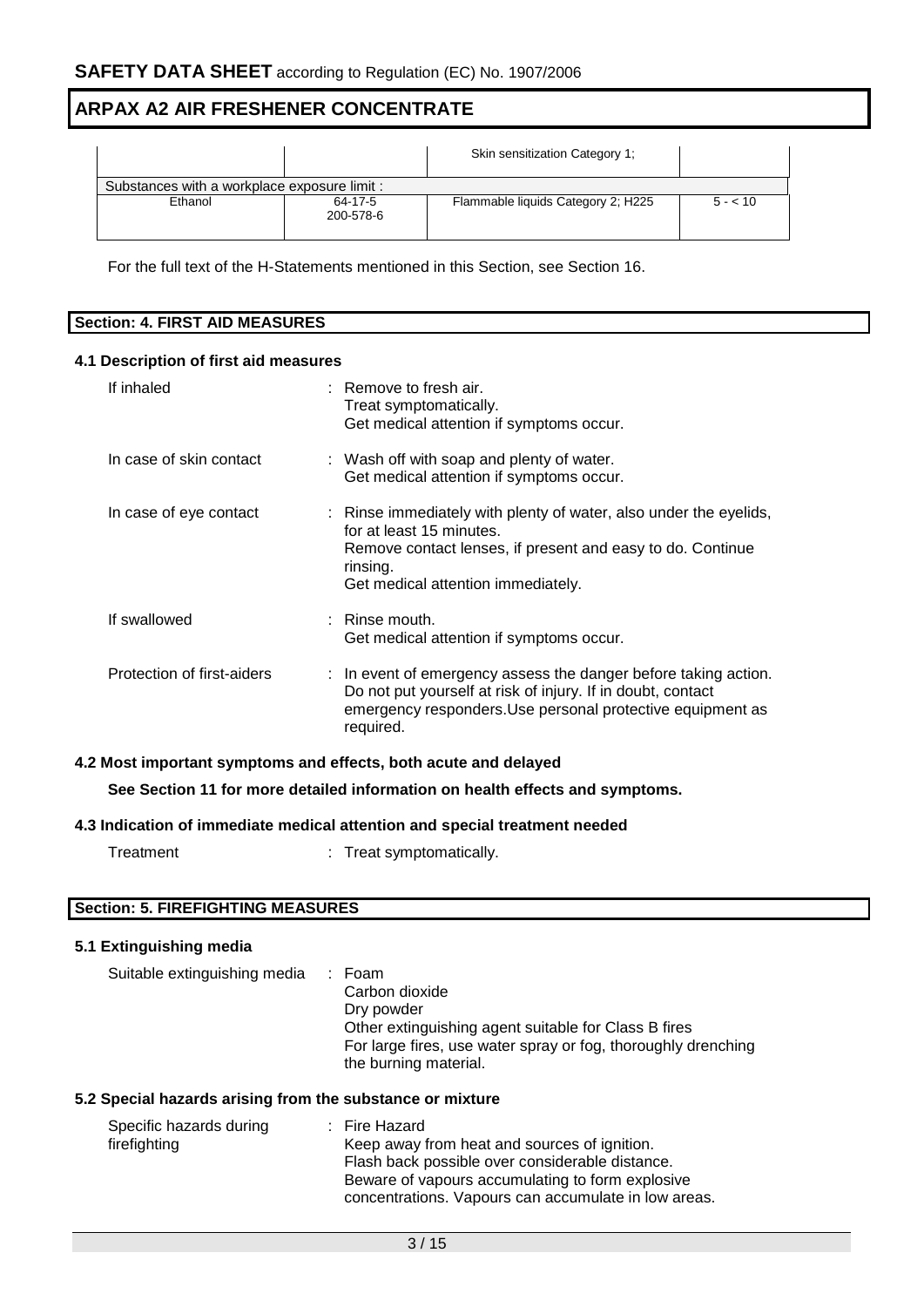| | | Skin sensitization Category 1; | |
|---|---|---|---|
| Substances with a workplace exposure limit : | | | |
| Ethanol | 64-17-5<br>200-578-6 | Flammable liquids Category 2; H225 | 5 - < 10 |

For the full text of the H-Statements mentioned in this Section, see Section 16.

## Section: 4. FIRST AID MEASURES

### 4.1 Description of first aid measures

| | |
|---|---|
| If inhaled | : Remove to fresh air.<br>Treat symptomatically.<br>Get medical attention if symptoms occur. |
| In case of skin contact | : Wash off with soap and plenty of water.<br>Get medical attention if symptoms occur. |
| In case of eye contact | : Rinse immediately with plenty of water, also under the eyelids, for at least 15 minutes.<br>Remove contact lenses, if present and easy to do. Continue rinsing.<br>Get medical attention immediately. |
| If swallowed | : Rinse mouth.<br>Get medical attention if symptoms occur. |
| Protection of first-aiders | : In event of emergency assess the danger before taking action. Do not put yourself at risk of injury. If in doubt, contact emergency responders.Use personal protective equipment as required. |

### 4.2 Most important symptoms and effects, both acute and delayed

**See Section 11 for more detailed information on health effects and symptoms.**

### 4.3 Indication of immediate medical attention and special treatment needed

| | |
|---|---|
| Treatment | : Treat symptomatically. |

## Section: 5. FIREFIGHTING MEASURES

### 5.1 Extinguishing media

| | |
|---|---|
| Suitable extinguishing media | : Foam<br>Carbon dioxide<br>Dry powder<br>Other extinguishing agent suitable for Class B fires<br>For large fires, use water spray or fog, thoroughly drenching the burning material. |

### 5.2 Special hazards arising from the substance or mixture

| | |
|---|---|
| Specific hazards during firefighting | : Fire Hazard<br>Keep away from heat and sources of ignition.<br>Flash back possible over considerable distance.<br>Beware of vapours accumulating to form explosive concentrations. Vapours can accumulate in low areas. |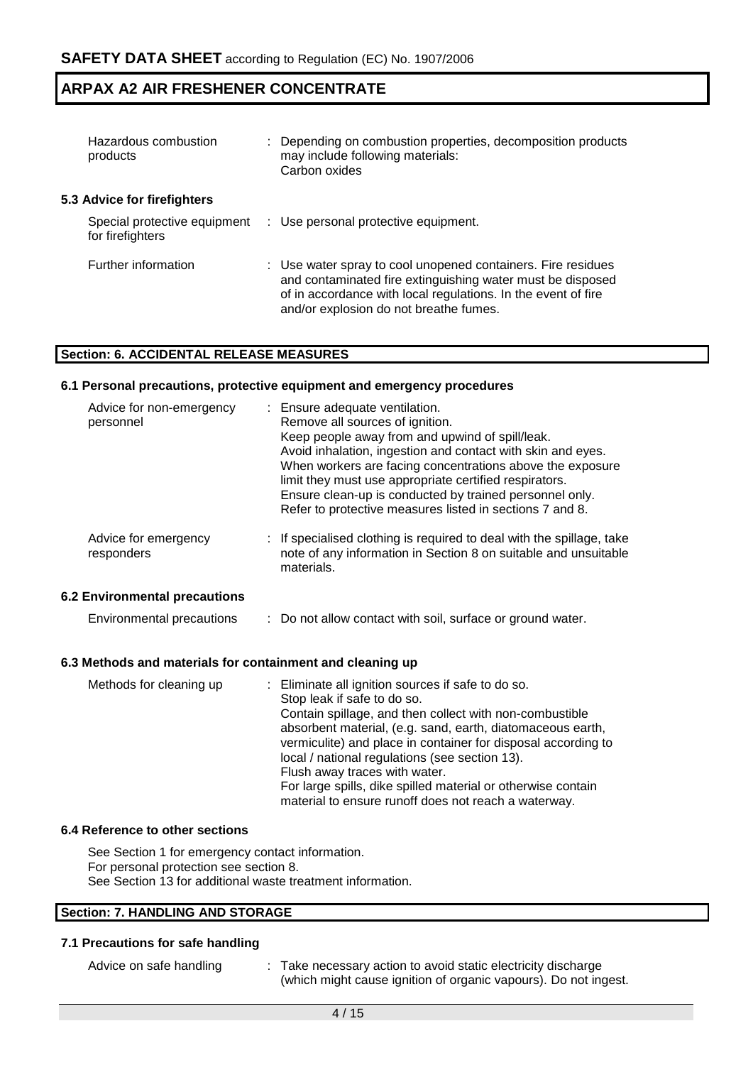| | |
|---|---|
| Hazardous combustion products | : Depending on combustion properties, decomposition products may include following materials:<br>Carbon oxides |

### 5.3 Advice for firefighters

| | |
|---|---|
| Special protective equipment for firefighters | : Use personal protective equipment. |
| Further information | : Use water spray to cool unopened containers. Fire residues and contaminated fire extinguishing water must be disposed of in accordance with local regulations. In the event of fire and/or explosion do not breathe fumes. |

## Section: 6. ACCIDENTAL RELEASE MEASURES

### 6.1 Personal precautions, protective equipment and emergency procedures

| | |
|---|---|
| Advice for non-emergency personnel | : Ensure adequate ventilation.<br>Remove all sources of ignition.<br>Keep people away from and upwind of spill/leak.<br>Avoid inhalation, ingestion and contact with skin and eyes.<br>When workers are facing concentrations above the exposure limit they must use appropriate certified respirators.<br>Ensure clean-up is conducted by trained personnel only.<br>Refer to protective measures listed in sections 7 and 8. |
| Advice for emergency responders | : If specialised clothing is required to deal with the spillage, take note of any information in Section 8 on suitable and unsuitable materials. |

### 6.2 Environmental precautions

| | |
|---|---|
| Environmental precautions | : Do not allow contact with soil, surface or ground water. |

### 6.3 Methods and materials for containment and cleaning up

| | |
|---|---|
| Methods for cleaning up | : Eliminate all ignition sources if safe to do so.<br>Stop leak if safe to do so.<br>Contain spillage, and then collect with non-combustible absorbent material, (e.g. sand, earth, diatomaceous earth, vermiculite) and place in container for disposal according to local / national regulations (see section 13).<br>Flush away traces with water.<br>For large spills, dike spilled material or otherwise contain material to ensure runoff does not reach a waterway. |

### 6.4 Reference to other sections

See Section 1 for emergency contact information.
For personal protection see section 8.
See Section 13 for additional waste treatment information.

## Section: 7. HANDLING AND STORAGE

### 7.1 Precautions for safe handling

| | |
|---|---|
| Advice on safe handling | : Take necessary action to avoid static electricity discharge (which might cause ignition of organic vapours). Do not ingest. |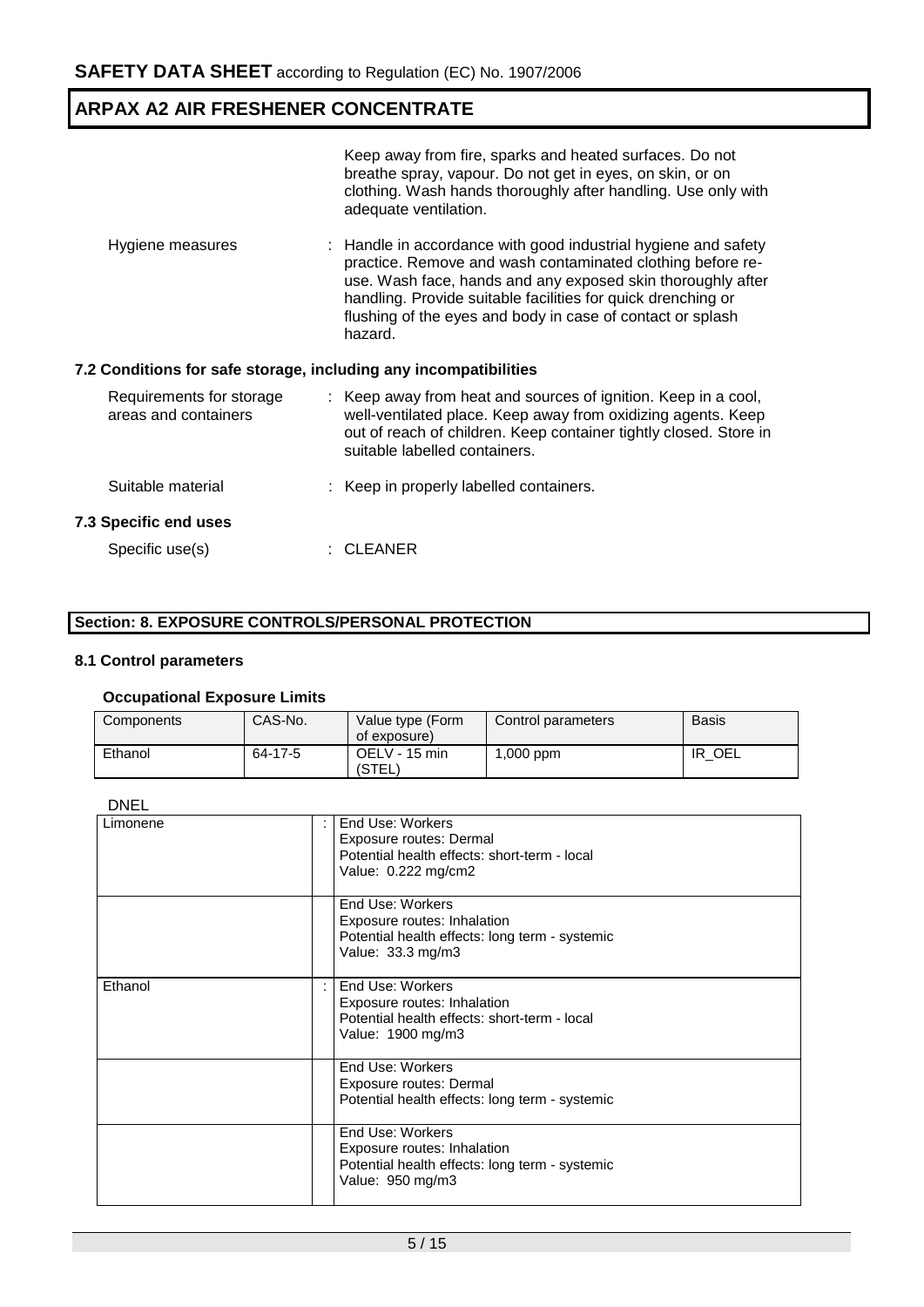Keep away from fire, sparks and heated surfaces. Do not breathe spray, vapour. Do not get in eyes, on skin, or on clothing. Wash hands thoroughly after handling. Use only with adequate ventilation.

Hygiene measures : Handle in accordance with good industrial hygiene and safety practice. Remove and wash contaminated clothing before re-use. Wash face, hands and any exposed skin thoroughly after handling. Provide suitable facilities for quick drenching or flushing of the eyes and body in case of contact or splash hazard.

### 7.2 Conditions for safe storage, including any incompatibilities

Requirements for storage areas and containers : Keep away from heat and sources of ignition. Keep in a cool, well-ventilated place. Keep away from oxidizing agents. Keep out of reach of children. Keep container tightly closed. Store in suitable labelled containers.

Suitable material : Keep in properly labelled containers.

### 7.3 Specific end uses

Specific use(s) : CLEANER

## Section: 8. EXPOSURE CONTROLS/PERSONAL PROTECTION

### 8.1 Control parameters

**Occupational Exposure Limits**

| Components | CAS-No. | Value type (Form of exposure) | Control parameters | Basis |
|---|---|---|---|---|
| Ethanol | 64-17-5 | OELV - 15 min (STEL) | 1,000 ppm | IR_OEL |

DNEL

| | | |
|---|---|---|
| Limonene | : | End Use: Workers<br>Exposure routes: Dermal<br>Potential health effects: short-term - local<br>Value: 0.222 mg/cm2 |
| | | End Use: Workers<br>Exposure routes: Inhalation<br>Potential health effects: long term - systemic<br>Value: 33.3 mg/m3 |
| Ethanol | : | End Use: Workers<br>Exposure routes: Inhalation<br>Potential health effects: short-term - local<br>Value: 1900 mg/m3 |
| | | End Use: Workers<br>Exposure routes: Dermal<br>Potential health effects: long term - systemic |
| | | End Use: Workers<br>Exposure routes: Inhalation<br>Potential health effects: long term - systemic<br>Value: 950 mg/m3 |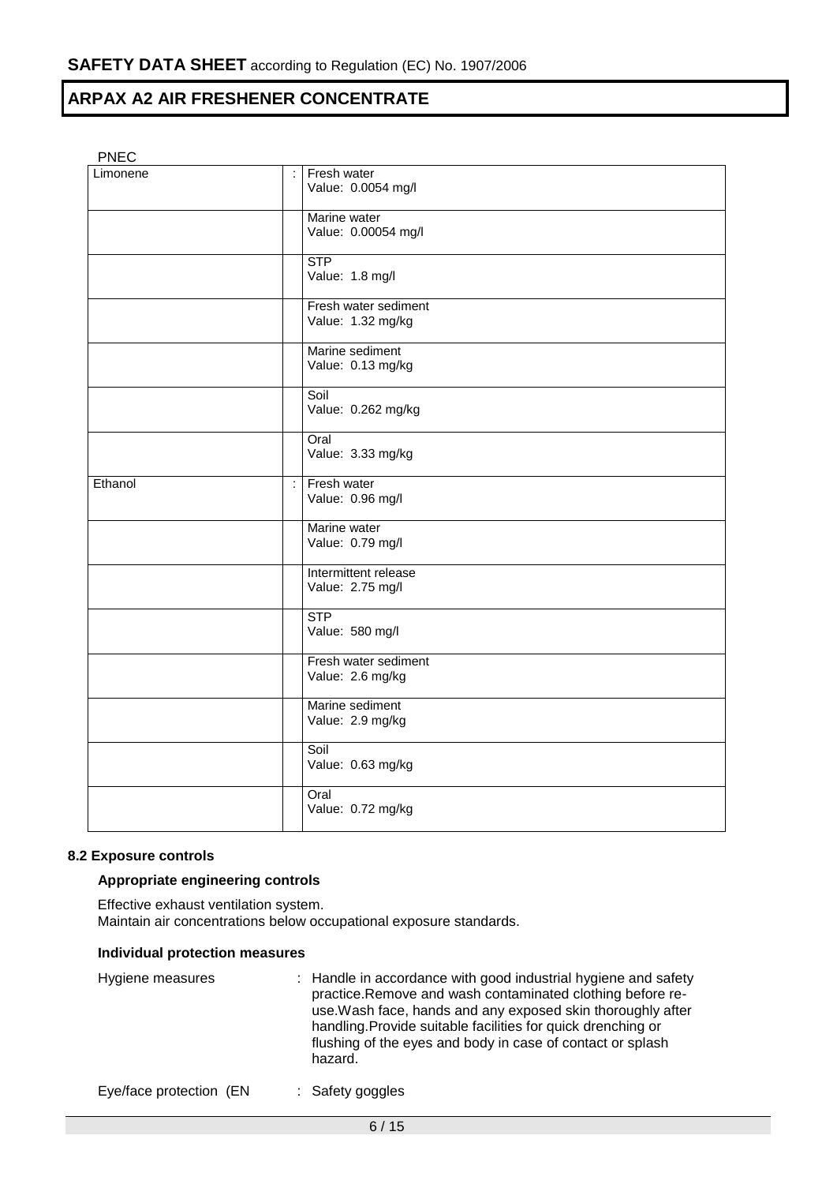PNEC

| | | |
|---|---|---|
| Limonene | : | Fresh water<br>Value: 0.0054 mg/l |
| | | Marine water<br>Value: 0.00054 mg/l |
| | | STP<br>Value: 1.8 mg/l |
| | | Fresh water sediment<br>Value: 1.32 mg/kg |
| | | Marine sediment<br>Value: 0.13 mg/kg |
| | | Soil<br>Value: 0.262 mg/kg |
| | | Oral<br>Value: 3.33 mg/kg |
| Ethanol | : | Fresh water<br>Value: 0.96 mg/l |
| | | Marine water<br>Value: 0.79 mg/l |
| | | Intermittent release<br>Value: 2.75 mg/l |
| | | STP<br>Value: 580 mg/l |
| | | Fresh water sediment<br>Value: 2.6 mg/kg |
| | | Marine sediment<br>Value: 2.9 mg/kg |
| | | Soil<br>Value: 0.63 mg/kg |
| | | Oral<br>Value: 0.72 mg/kg |

### 8.2 Exposure controls

#### Appropriate engineering controls

Effective exhaust ventilation system.
Maintain air concentrations below occupational exposure standards.

#### Individual protection measures

Hygiene measures : Handle in accordance with good industrial hygiene and safety practice.Remove and wash contaminated clothing before re-use.Wash face, hands and any exposed skin thoroughly after handling.Provide suitable facilities for quick drenching or flushing of the eyes and body in case of contact or splash hazard.

Eye/face protection (EN : Safety goggles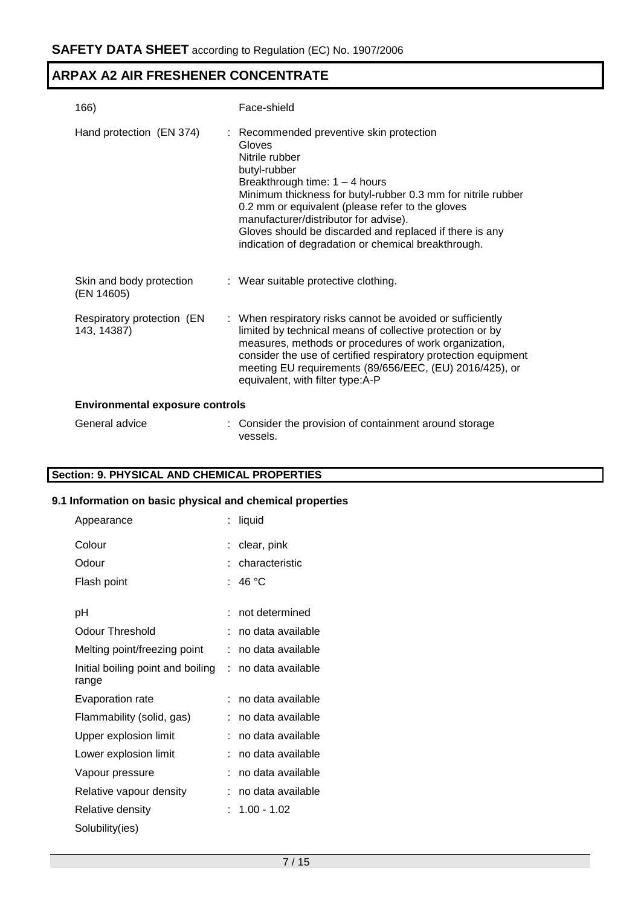| | |
|---|---|
| 166) | Face-shield |
| Hand protection (EN 374) | : Recommended preventive skin protection<br>Gloves<br>Nitrile rubber<br>butyl-rubber<br>Breakthrough time: 1 – 4 hours<br>Minimum thickness for butyl-rubber 0.3 mm for nitrile rubber 0.2 mm or equivalent (please refer to the gloves manufacturer/distributor for advise).<br>Gloves should be discarded and replaced if there is any indication of degradation or chemical breakthrough. |
| Skin and body protection (EN 14605) | : Wear suitable protective clothing. |
| Respiratory protection (EN 143, 14387) | : When respiratory risks cannot be avoided or sufficiently limited by technical means of collective protection or by measures, methods or procedures of work organization, consider the use of certified respiratory protection equipment meeting EU requirements (89/656/EEC, (EU) 2016/425), or equivalent, with filter type:A-P |

**Environmental exposure controls**

| | |
|---|---|
| General advice | : Consider the provision of containment around storage vessels. |

## Section: 9. PHYSICAL AND CHEMICAL PROPERTIES

### 9.1 Information on basic physical and chemical properties

| | |
|---|---|
| Appearance | : liquid |
| Colour | : clear, pink |
| Odour | : characteristic |
| Flash point | : 46 °C |
| pH | : not determined |
| Odour Threshold | : no data available |
| Melting point/freezing point | : no data available |
| Initial boiling point and boiling range | : no data available |
| Evaporation rate | : no data available |
| Flammability (solid, gas) | : no data available |
| Upper explosion limit | : no data available |
| Lower explosion limit | : no data available |
| Vapour pressure | : no data available |
| Relative vapour density | : no data available |
| Relative density | : 1.00 - 1.02 |
| Solubility(ies) | |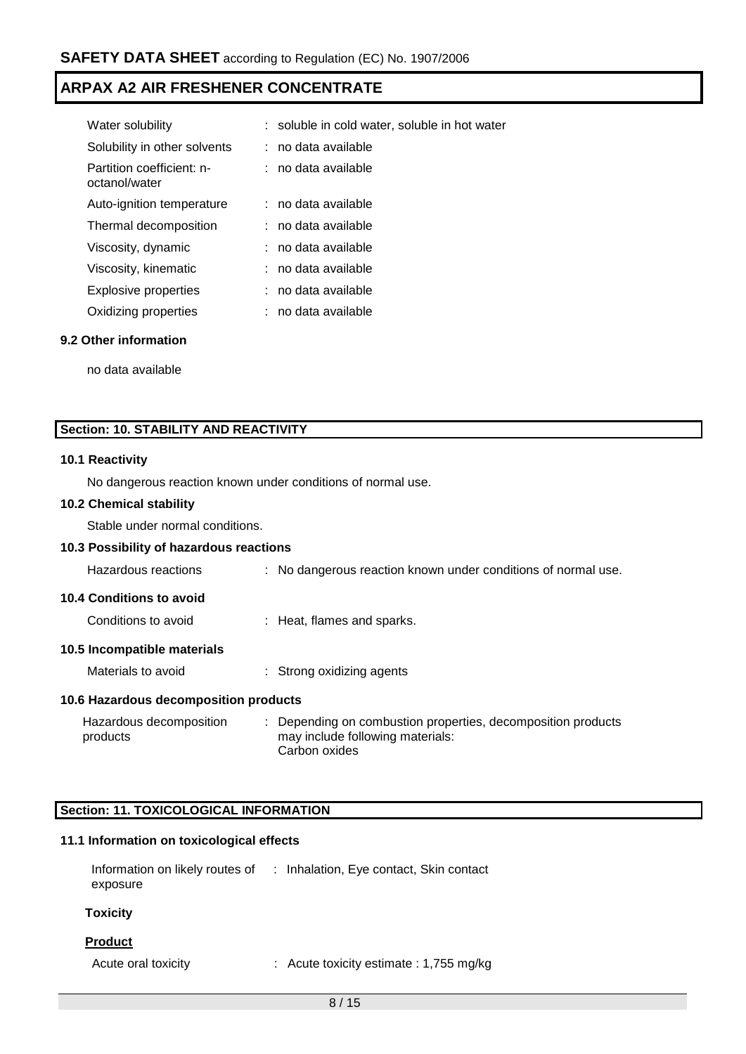| | |
|---|---|
| Water solubility | : soluble in cold water, soluble in hot water |
| Solubility in other solvents | : no data available |
| Partition coefficient: n-octanol/water | : no data available |
| Auto-ignition temperature | : no data available |
| Thermal decomposition | : no data available |
| Viscosity, dynamic | : no data available |
| Viscosity, kinematic | : no data available |
| Explosive properties | : no data available |
| Oxidizing properties | : no data available |

### 9.2 Other information

no data available

## Section: 10. STABILITY AND REACTIVITY

### 10.1 Reactivity

No dangerous reaction known under conditions of normal use.

### 10.2 Chemical stability

Stable under normal conditions.

### 10.3 Possibility of hazardous reactions

Hazardous reactions : No dangerous reaction known under conditions of normal use.

### 10.4 Conditions to avoid

Conditions to avoid : Heat, flames and sparks.

### 10.5 Incompatible materials

Materials to avoid : Strong oxidizing agents

### 10.6 Hazardous decomposition products

Hazardous decomposition products : Depending on combustion properties, decomposition products may include following materials:
Carbon oxides

## Section: 11. TOXICOLOGICAL INFORMATION

### 11.1 Information on toxicological effects

Information on likely routes of exposure : Inhalation, Eye contact, Skin contact

**Toxicity**

**Product**

Acute oral toxicity : Acute toxicity estimate : 1,755 mg/kg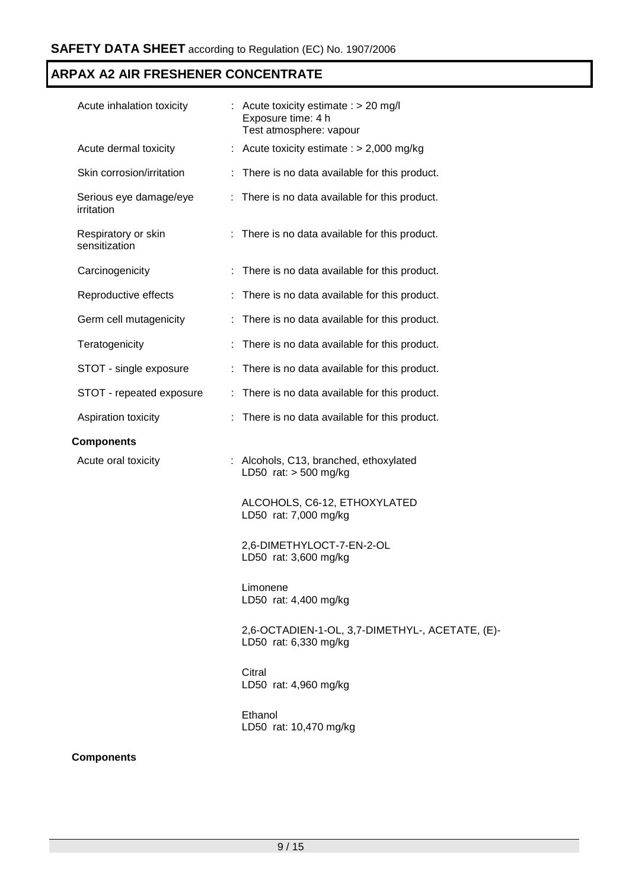| | | |
|---|---|---|
| Acute inhalation toxicity | : | Acute toxicity estimate : > 20 mg/l<br>Exposure time: 4 h<br>Test atmosphere: vapour |
| Acute dermal toxicity | : | Acute toxicity estimate : > 2,000 mg/kg |
| Skin corrosion/irritation | : | There is no data available for this product. |
| Serious eye damage/eye irritation | : | There is no data available for this product. |
| Respiratory or skin sensitization | : | There is no data available for this product. |
| Carcinogenicity | : | There is no data available for this product. |
| Reproductive effects | : | There is no data available for this product. |
| Germ cell mutagenicity | : | There is no data available for this product. |
| Teratogenicity | : | There is no data available for this product. |
| STOT - single exposure | : | There is no data available for this product. |
| STOT - repeated exposure | : | There is no data available for this product. |
| Aspiration toxicity | : | There is no data available for this product. |

**Components**

| | | |
|---|---|---|
| Acute oral toxicity | : | Alcohols, C13, branched, ethoxylated<br>LD50 rat: > 500 mg/kg |
| | | ALCOHOLS, C6-12, ETHOXYLATED<br>LD50 rat: 7,000 mg/kg |
| | | 2,6-DIMETHYLOCT-7-EN-2-OL<br>LD50 rat: 3,600 mg/kg |
| | | Limonene<br>LD50 rat: 4,400 mg/kg |
| | | 2,6-OCTADIEN-1-OL, 3,7-DIMETHYL-, ACETATE, (E)-<br>LD50 rat: 6,330 mg/kg |
| | | Citral<br>LD50 rat: 4,960 mg/kg |
| | | Ethanol<br>LD50 rat: 10,470 mg/kg |

**Components**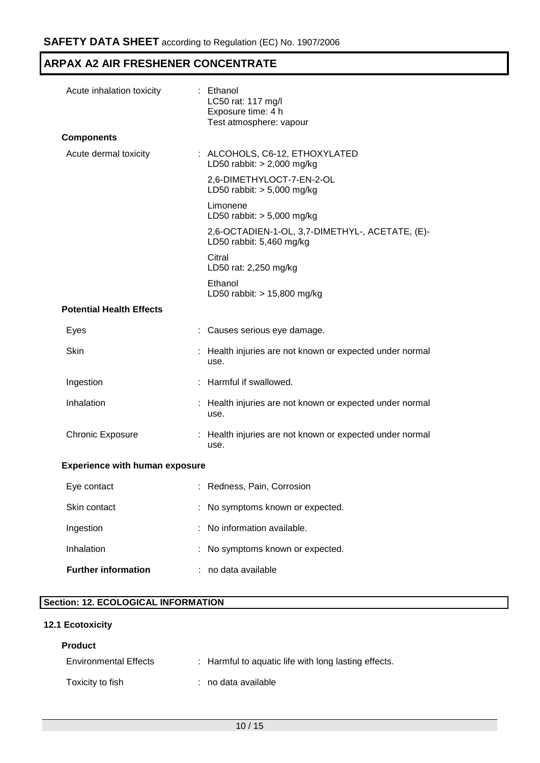# SAFETY DATA SHEET according to Regulation (EC) No. 1907/2006

## ARPAX A2 AIR FRESHENER CONCENTRATE

Acute inhalation toxicity : Ethanol
LC50 rat: 117 mg/l
Exposure time: 4 h
Test atmosphere: vapour

**Components**

Acute dermal toxicity : ALCOHOLS, C6-12, ETHOXYLATED
LD50 rabbit: > 2,000 mg/kg

2,6-DIMETHYLOCT-7-EN-2-OL
LD50 rabbit: > 5,000 mg/kg

Limonene
LD50 rabbit: > 5,000 mg/kg

2,6-OCTADIEN-1-OL, 3,7-DIMETHYL-, ACETATE, (E)-
LD50 rabbit: 5,460 mg/kg

Citral
LD50 rat: 2,250 mg/kg

Ethanol
LD50 rabbit: > 15,800 mg/kg

**Potential Health Effects**

Eyes : Causes serious eye damage.

Skin : Health injuries are not known or expected under normal use.

Ingestion : Harmful if swallowed.

Inhalation : Health injuries are not known or expected under normal use.

Chronic Exposure : Health injuries are not known or expected under normal use.

**Experience with human exposure**

Eye contact : Redness, Pain, Corrosion

Skin contact : No symptoms known or expected.

Ingestion : No information available.

Inhalation : No symptoms known or expected.

**Further information** : no data available

## Section: 12. ECOLOGICAL INFORMATION

### 12.1 Ecotoxicity

**Product**

Environmental Effects : Harmful to aquatic life with long lasting effects.

Toxicity to fish : no data available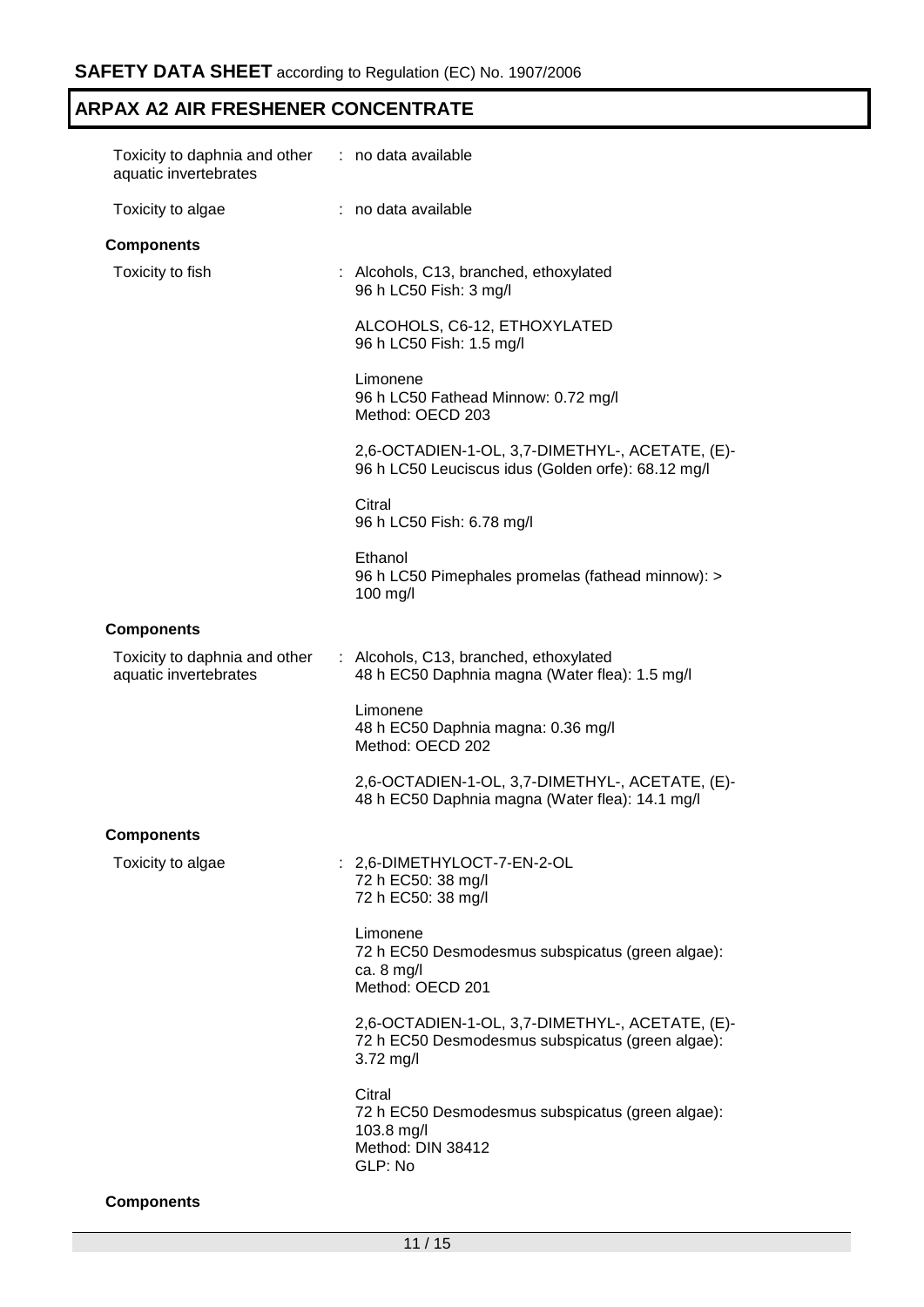| | |
|---|---|
| Toxicity to daphnia and other aquatic invertebrates | : no data available |
| Toxicity to algae | : no data available |

**Components**

| | |
|---|---|
| Toxicity to fish | : Alcohols, C13, branched, ethoxylated<br>96 h LC50 Fish: 3 mg/l<br><br>ALCOHOLS, C6-12, ETHOXYLATED<br>96 h LC50 Fish: 1.5 mg/l<br><br>Limonene<br>96 h LC50 Fathead Minnow: 0.72 mg/l<br>Method: OECD 203<br><br>2,6-OCTADIEN-1-OL, 3,7-DIMETHYL-, ACETATE, (E)-<br>96 h LC50 Leuciscus idus (Golden orfe): 68.12 mg/l<br><br>Citral<br>96 h LC50 Fish: 6.78 mg/l<br><br>Ethanol<br>96 h LC50 Pimephales promelas (fathead minnow): > 100 mg/l |

**Components**

| | |
|---|---|
| Toxicity to daphnia and other aquatic invertebrates | : Alcohols, C13, branched, ethoxylated<br>48 h EC50 Daphnia magna (Water flea): 1.5 mg/l<br><br>Limonene<br>48 h EC50 Daphnia magna: 0.36 mg/l<br>Method: OECD 202<br><br>2,6-OCTADIEN-1-OL, 3,7-DIMETHYL-, ACETATE, (E)-<br>48 h EC50 Daphnia magna (Water flea): 14.1 mg/l |

**Components**

| | |
|---|---|
| Toxicity to algae | : 2,6-DIMETHYLOCT-7-EN-2-OL<br>72 h EC50: 38 mg/l<br>72 h EC50: 38 mg/l<br><br>Limonene<br>72 h EC50 Desmodesmus subspicatus (green algae): ca. 8 mg/l<br>Method: OECD 201<br><br>2,6-OCTADIEN-1-OL, 3,7-DIMETHYL-, ACETATE, (E)-<br>72 h EC50 Desmodesmus subspicatus (green algae): 3.72 mg/l<br><br>Citral<br>72 h EC50 Desmodesmus subspicatus (green algae): 103.8 mg/l<br>Method: DIN 38412<br>GLP: No |

**Components**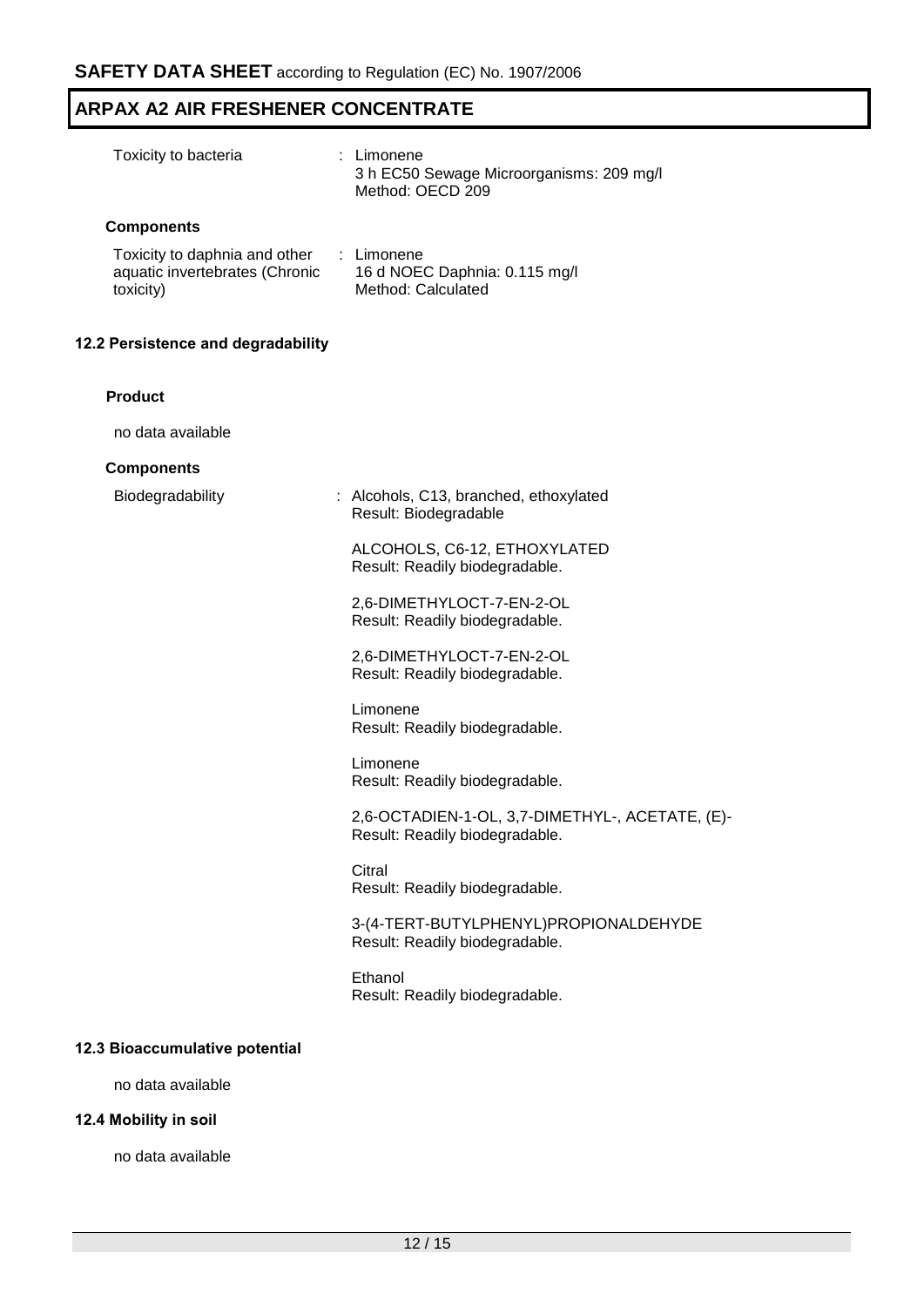| | | |
|---|---|---|
| Toxicity to bacteria | : | Limonene<br>3 h EC50 Sewage Microorganisms: 209 mg/l<br>Method: OECD 209 |

**Components**

| | | |
|---|---|---|
| Toxicity to daphnia and other aquatic invertebrates (Chronic toxicity) | : | Limonene<br>16 d NOEC Daphnia: 0.115 mg/l<br>Method: Calculated |

### 12.2 Persistence and degradability

**Product**

no data available

**Components**

Biodegradability : Alcohols, C13, branched, ethoxylated
Result: Biodegradable

ALCOHOLS, C6-12, ETHOXYLATED
Result: Readily biodegradable.

2,6-DIMETHYLOCT-7-EN-2-OL
Result: Readily biodegradable.

2,6-DIMETHYLOCT-7-EN-2-OL
Result: Readily biodegradable.

Limonene
Result: Readily biodegradable.

Limonene
Result: Readily biodegradable.

2,6-OCTADIEN-1-OL, 3,7-DIMETHYL-, ACETATE, (E)-
Result: Readily biodegradable.

Citral
Result: Readily biodegradable.

3-(4-TERT-BUTYLPHENYL)PROPIONALDEHYDE
Result: Readily biodegradable.

Ethanol
Result: Readily biodegradable.

### 12.3 Bioaccumulative potential

no data available

### 12.4 Mobility in soil

no data available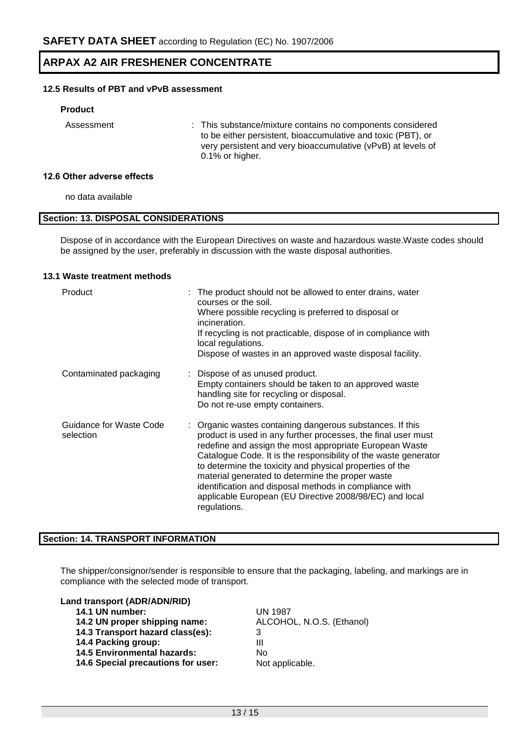#### 12.5 Results of PBT and vPvB assessment

**Product**

| | |
|---|---|
| Assessment | : This substance/mixture contains no components considered to be either persistent, bioaccumulative and toxic (PBT), or very persistent and very bioaccumulative (vPvB) at levels of 0.1% or higher. |

#### 12.6 Other adverse effects

no data available

## Section: 13. DISPOSAL CONSIDERATIONS

Dispose of in accordance with the European Directives on waste and hazardous waste.Waste codes should be assigned by the user, preferably in discussion with the waste disposal authorities.

#### 13.1 Waste treatment methods

| | |
|---|---|
| Product | : The product should not be allowed to enter drains, water courses or the soil.<br>Where possible recycling is preferred to disposal or incineration.<br>If recycling is not practicable, dispose of in compliance with local regulations.<br>Dispose of wastes in an approved waste disposal facility. |
| Contaminated packaging | : Dispose of as unused product.<br>Empty containers should be taken to an approved waste handling site for recycling or disposal.<br>Do not re-use empty containers. |
| Guidance for Waste Code selection | : Organic wastes containing dangerous substances. If this product is used in any further processes, the final user must redefine and assign the most appropriate European Waste Catalogue Code. It is the responsibility of the waste generator to determine the toxicity and physical properties of the material generated to determine the proper waste identification and disposal methods in compliance with applicable European (EU Directive 2008/98/EC) and local regulations. |

## Section: 14. TRANSPORT INFORMATION

The shipper/consignor/sender is responsible to ensure that the packaging, labeling, and markings are in compliance with the selected mode of transport.

**Land transport (ADR/ADN/RID)**

| | |
|---|---|
| **14.1 UN number:** | UN 1987 |
| **14.2 UN proper shipping name:** | ALCOHOL, N.O.S. (Ethanol) |
| **14.3 Transport hazard class(es):** | 3 |
| **14.4 Packing group:** | III |
| **14.5 Environmental hazards:** | No |
| **14.6 Special precautions for user:** | Not applicable. |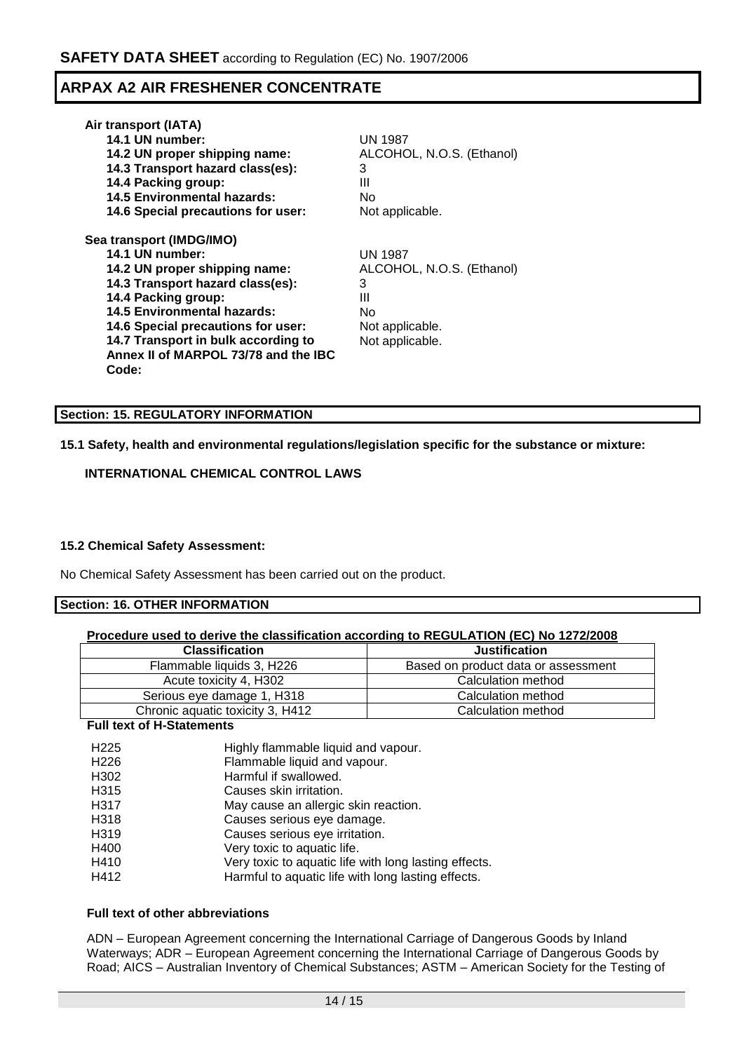**Air transport (IATA)**

| | |
|---|---|
| **14.1 UN number:** | UN 1987 |
| **14.2 UN proper shipping name:** | ALCOHOL, N.O.S. (Ethanol) |
| **14.3 Transport hazard class(es):** | 3 |
| **14.4 Packing group:** | III |
| **14.5 Environmental hazards:** | No |
| **14.6 Special precautions for user:** | Not applicable. |

**Sea transport (IMDG/IMO)**

| | |
|---|---|
| **14.1 UN number:** | UN 1987 |
| **14.2 UN proper shipping name:** | ALCOHOL, N.O.S. (Ethanol) |
| **14.3 Transport hazard class(es):** | 3 |
| **14.4 Packing group:** | III |
| **14.5 Environmental hazards:** | No |
| **14.6 Special precautions for user:** | Not applicable. |
| **14.7 Transport in bulk according to Annex II of MARPOL 73/78 and the IBC Code:** | Not applicable. |

## Section: 15. REGULATORY INFORMATION

**15.1 Safety, health and environmental regulations/legislation specific for the substance or mixture:**

**INTERNATIONAL CHEMICAL CONTROL LAWS**

**15.2 Chemical Safety Assessment:**

No Chemical Safety Assessment has been carried out on the product.

## Section: 16. OTHER INFORMATION

**Procedure used to derive the classification according to REGULATION (EC) No 1272/2008**

| Classification | Justification |
|---|---|
| Flammable liquids 3, H226 | Based on product data or assessment |
| Acute toxicity 4, H302 | Calculation method |
| Serious eye damage 1, H318 | Calculation method |
| Chronic aquatic toxicity 3, H412 | Calculation method |

**Full text of H-Statements**

| | |
|---|---|
| H225 | Highly flammable liquid and vapour. |
| H226 | Flammable liquid and vapour. |
| H302 | Harmful if swallowed. |
| H315 | Causes skin irritation. |
| H317 | May cause an allergic skin reaction. |
| H318 | Causes serious eye damage. |
| H319 | Causes serious eye irritation. |
| H400 | Very toxic to aquatic life. |
| H410 | Very toxic to aquatic life with long lasting effects. |
| H412 | Harmful to aquatic life with long lasting effects. |

**Full text of other abbreviations**

ADN – European Agreement concerning the International Carriage of Dangerous Goods by Inland Waterways; ADR – European Agreement concerning the International Carriage of Dangerous Goods by Road; AICS – Australian Inventory of Chemical Substances; ASTM – American Society for the Testing of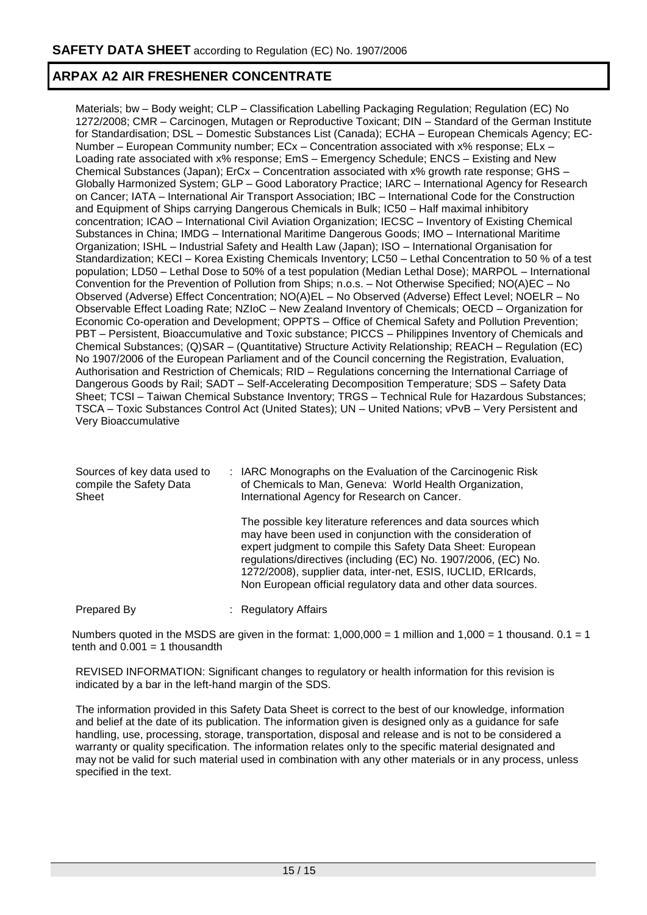Materials; bw – Body weight; CLP – Classification Labelling Packaging Regulation; Regulation (EC) No 1272/2008; CMR – Carcinogen, Mutagen or Reproductive Toxicant; DIN – Standard of the German Institute for Standardisation; DSL – Domestic Substances List (Canada); ECHA – European Chemicals Agency; EC-Number – European Community number; ECx – Concentration associated with x% response; ELx – Loading rate associated with x% response; EmS – Emergency Schedule; ENCS – Existing and New Chemical Substances (Japan); ErCx – Concentration associated with x% growth rate response; GHS – Globally Harmonized System; GLP – Good Laboratory Practice; IARC – International Agency for Research on Cancer; IATA – International Air Transport Association; IBC – International Code for the Construction and Equipment of Ships carrying Dangerous Chemicals in Bulk; IC50 – Half maximal inhibitory concentration; ICAO – International Civil Aviation Organization; IECSC – Inventory of Existing Chemical Substances in China; IMDG – International Maritime Dangerous Goods; IMO – International Maritime Organization; ISHL – Industrial Safety and Health Law (Japan); ISO – International Organisation for Standardization; KECI – Korea Existing Chemicals Inventory; LC50 – Lethal Concentration to 50 % of a test population; LD50 – Lethal Dose to 50% of a test population (Median Lethal Dose); MARPOL – International Convention for the Prevention of Pollution from Ships; n.o.s. – Not Otherwise Specified; NO(A)EC – No Observed (Adverse) Effect Concentration; NO(A)EL – No Observed (Adverse) Effect Level; NOELR – No Observable Effect Loading Rate; NZIoC – New Zealand Inventory of Chemicals; OECD – Organization for Economic Co-operation and Development; OPPTS – Office of Chemical Safety and Pollution Prevention; PBT – Persistent, Bioaccumulative and Toxic substance; PICCS – Philippines Inventory of Chemicals and Chemical Substances; (Q)SAR – (Quantitative) Structure Activity Relationship; REACH – Regulation (EC) No 1907/2006 of the European Parliament and of the Council concerning the Registration, Evaluation, Authorisation and Restriction of Chemicals; RID – Regulations concerning the International Carriage of Dangerous Goods by Rail; SADT – Self-Accelerating Decomposition Temperature; SDS – Safety Data Sheet; TCSI – Taiwan Chemical Substance Inventory; TRGS – Technical Rule for Hazardous Substances; TSCA – Toxic Substances Control Act (United States); UN – United Nations; vPvB – Very Persistent and Very Bioaccumulative

| | |
|---|---|
| Sources of key data used to compile the Safety Data Sheet | : IARC Monographs on the Evaluation of the Carcinogenic Risk of Chemicals to Man, Geneva: World Health Organization, International Agency for Research on Cancer.<br><br>The possible key literature references and data sources which may have been used in conjunction with the consideration of expert judgment to compile this Safety Data Sheet: European regulations/directives (including (EC) No. 1907/2006, (EC) No. 1272/2008), supplier data, inter-net, ESIS, IUCLID, ERIcards, Non European official regulatory data and other data sources. |
| Prepared By | : Regulatory Affairs |

Numbers quoted in the MSDS are given in the format: 1,000,000 = 1 million and 1,000 = 1 thousand. 0.1 = 1 tenth and 0.001 = 1 thousandth

REVISED INFORMATION: Significant changes to regulatory or health information for this revision is indicated by a bar in the left-hand margin of the SDS.

The information provided in this Safety Data Sheet is correct to the best of our knowledge, information and belief at the date of its publication. The information given is designed only as a guidance for safe handling, use, processing, storage, transportation, disposal and release and is not to be considered a warranty or quality specification. The information relates only to the specific material designated and may not be valid for such material used in combination with any other materials or in any process, unless specified in the text.